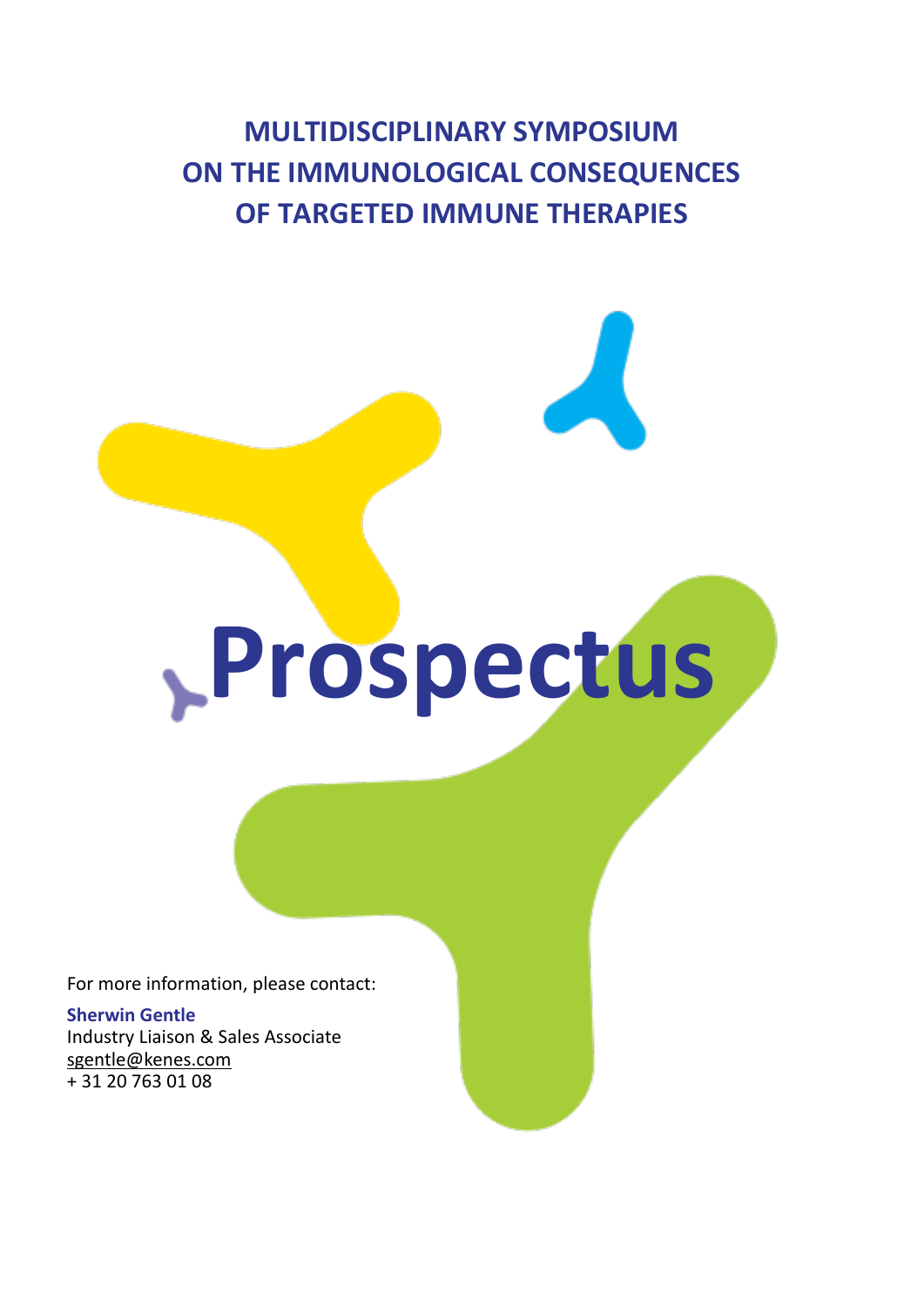# MULTIDISCIPLINARY SYMPOSIUM ON THE IMMUNOLOGICAL CONSEQUENCES OF TARGETED IMMUNE THERAPIES

# Prospectus

For more information, please contact:

**Sherwin Gentle**
Industry Liaison & Sales Associate
sgentle@kenes.com
+ 31 20 763 01 08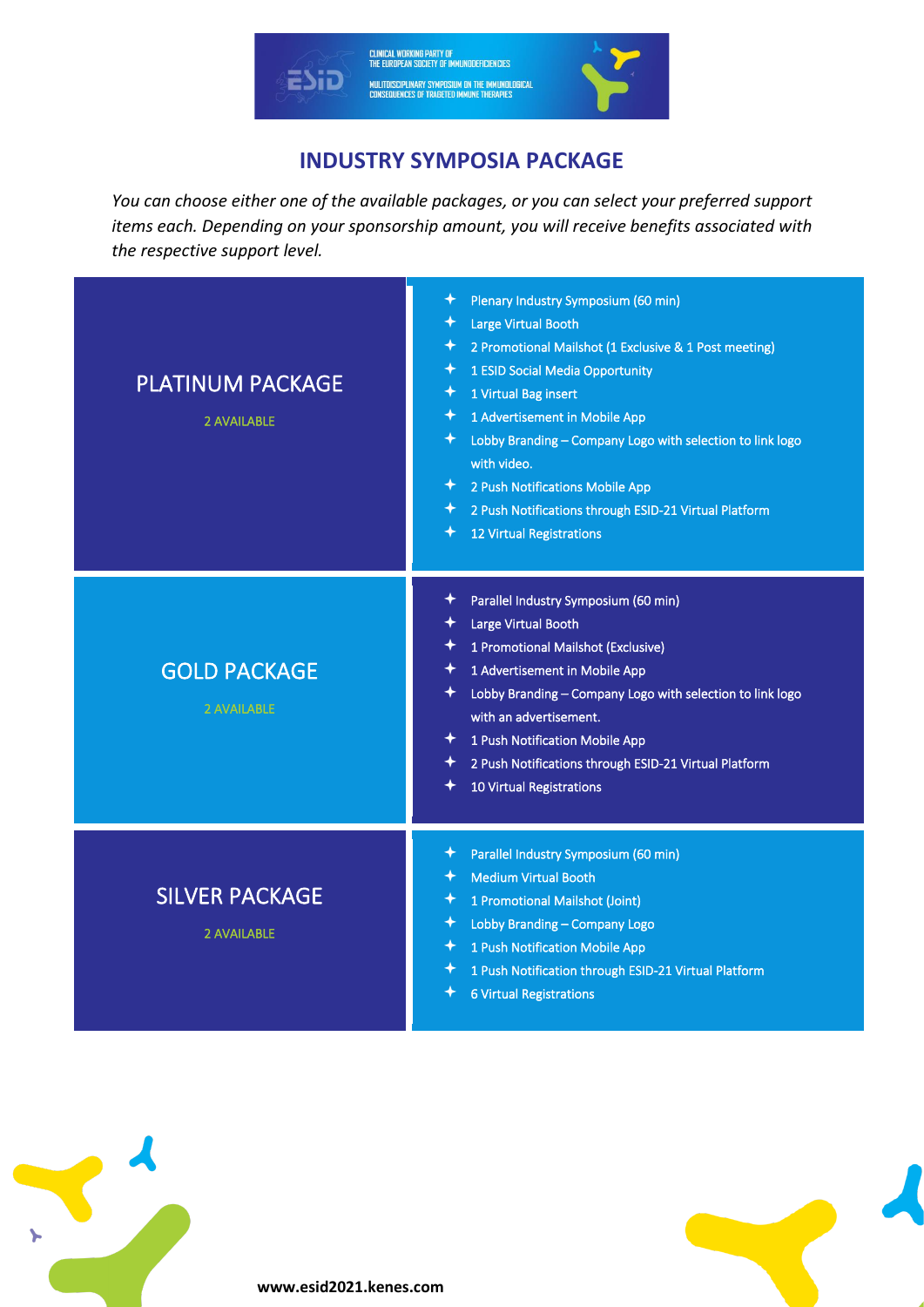# INDUSTRY SYMPOSIA PACKAGE

*You can choose either one of the available packages, or you can select your preferred support items each. Depending on your sponsorship amount, you will receive benefits associated with the respective support level.*

| Package | Benefits |
|---|---|
| PLATINUM PACKAGE<br>2 AVAILABLE | ✦ Plenary Industry Symposium (60 min)<br>✦ Large Virtual Booth<br>✦ 2 Promotional Mailshot (1 Exclusive & 1 Post meeting)<br>✦ 1 ESID Social Media Opportunity<br>✦ 1 Virtual Bag insert<br>✦ 1 Advertisement in Mobile App<br>✦ Lobby Branding – Company Logo with selection to link logo with video.<br>✦ 2 Push Notifications Mobile App<br>✦ 2 Push Notifications through ESID-21 Virtual Platform<br>✦ 12 Virtual Registrations |
| GOLD PACKAGE<br>2 AVAILABLE | ✦ Parallel Industry Symposium (60 min)<br>✦ Large Virtual Booth<br>✦ 1 Promotional Mailshot (Exclusive)<br>✦ 1 Advertisement in Mobile App<br>✦ Lobby Branding – Company Logo with selection to link logo with an advertisement.<br>✦ 1 Push Notification Mobile App<br>✦ 2 Push Notifications through ESID-21 Virtual Platform<br>✦ 10 Virtual Registrations |
| SILVER PACKAGE<br>2 AVAILABLE | ✦ Parallel Industry Symposium (60 min)<br>✦ Medium Virtual Booth<br>✦ 1 Promotional Mailshot (Joint)<br>✦ Lobby Branding – Company Logo<br>✦ 1 Push Notification Mobile App<br>✦ 1 Push Notification through ESID-21 Virtual Platform<br>✦ 6 Virtual Registrations |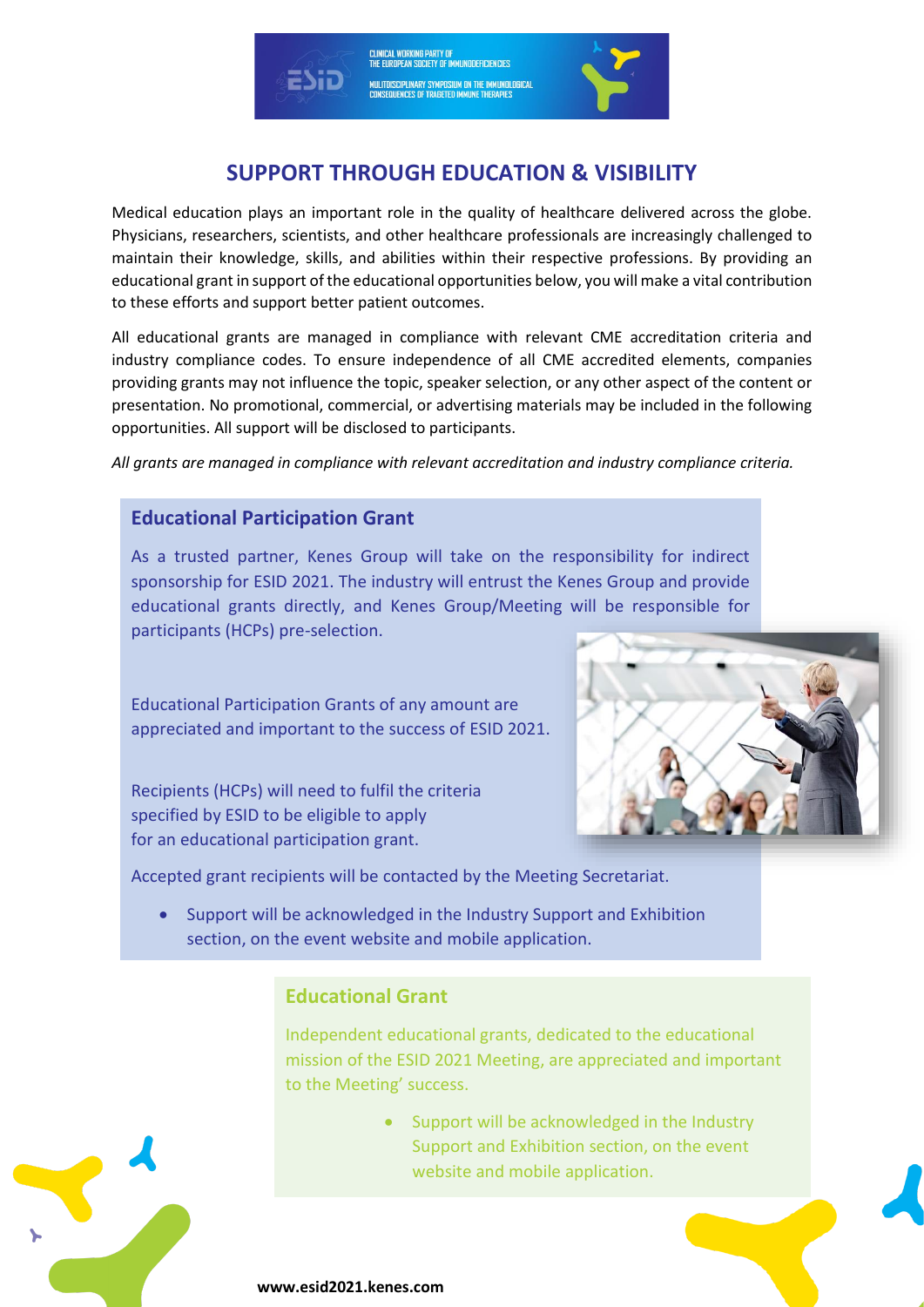## SUPPORT THROUGH EDUCATION & VISIBILITY

Medical education plays an important role in the quality of healthcare delivered across the globe. Physicians, researchers, scientists, and other healthcare professionals are increasingly challenged to maintain their knowledge, skills, and abilities within their respective professions. By providing an educational grant in support of the educational opportunities below, you will make a vital contribution to these efforts and support better patient outcomes.

All educational grants are managed in compliance with relevant CME accreditation criteria and industry compliance codes. To ensure independence of all CME accredited elements, companies providing grants may not influence the topic, speaker selection, or any other aspect of the content or presentation. No promotional, commercial, or advertising materials may be included in the following opportunities. All support will be disclosed to participants.

*All grants are managed in compliance with relevant accreditation and industry compliance criteria.*

### Educational Participation Grant

As a trusted partner, Kenes Group will take on the responsibility for indirect sponsorship for ESID 2021. The industry will entrust the Kenes Group and provide educational grants directly, and Kenes Group/Meeting will be responsible for participants (HCPs) pre-selection.

Educational Participation Grants of any amount are appreciated and important to the success of ESID 2021.

Recipients (HCPs) will need to fulfil the criteria specified by ESID to be eligible to apply for an educational participation grant.

Accepted grant recipients will be contacted by the Meeting Secretariat.

- Support will be acknowledged in the Industry Support and Exhibition section, on the event website and mobile application.

### Educational Grant

Independent educational grants, dedicated to the educational mission of the ESID 2021 Meeting, are appreciated and important to the Meeting' success.

- Support will be acknowledged in the Industry Support and Exhibition section, on the event website and mobile application.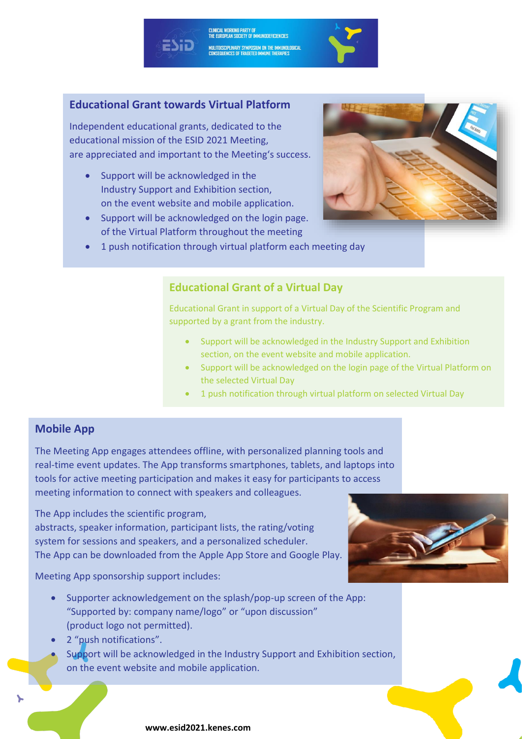## Educational Grant towards Virtual Platform

Independent educational grants, dedicated to the educational mission of the ESID 2021 Meeting, are appreciated and important to the Meeting's success.

- Support will be acknowledged in the Industry Support and Exhibition section, on the event website and mobile application.
- Support will be acknowledged on the login page. of the Virtual Platform throughout the meeting
- 1 push notification through virtual platform each meeting day

## Educational Grant of a Virtual Day

Educational Grant in support of a Virtual Day of the Scientific Program and supported by a grant from the industry.

- Support will be acknowledged in the Industry Support and Exhibition section, on the event website and mobile application.
- Support will be acknowledged on the login page of the Virtual Platform on the selected Virtual Day
- 1 push notification through virtual platform on selected Virtual Day

## Mobile App

The Meeting App engages attendees offline, with personalized planning tools and real-time event updates. The App transforms smartphones, tablets, and laptops into tools for active meeting participation and makes it easy for participants to access meeting information to connect with speakers and colleagues.

The App includes the scientific program, abstracts, speaker information, participant lists, the rating/voting system for sessions and speakers, and a personalized scheduler. The App can be downloaded from the Apple App Store and Google Play.

Meeting App sponsorship support includes:

- Supporter acknowledgement on the splash/pop-up screen of the App: "Supported by: company name/logo" or "upon discussion" (product logo not permitted).
- 2 "push notifications".
- Support will be acknowledged in the Industry Support and Exhibition section, on the event website and mobile application.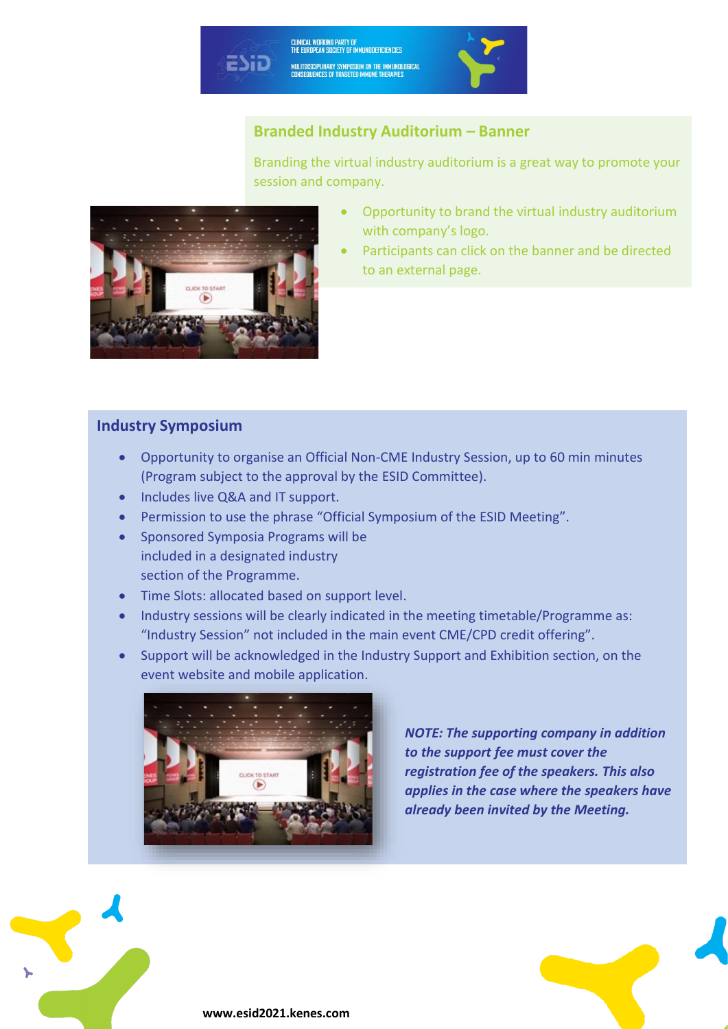## Branded Industry Auditorium – Banner

Branding the virtual industry auditorium is a great way to promote your session and company.

- Opportunity to brand the virtual industry auditorium with company's logo.
- Participants can click on the banner and be directed to an external page.

## Industry Symposium

- Opportunity to organise an Official Non-CME Industry Session, up to 60 min minutes (Program subject to the approval by the ESID Committee).
- Includes live Q&A and IT support.
- Permission to use the phrase "Official Symposium of the ESID Meeting".
- Sponsored Symposia Programs will be included in a designated industry section of the Programme.
- Time Slots: allocated based on support level.
- Industry sessions will be clearly indicated in the meeting timetable/Programme as: "Industry Session" not included in the main event CME/CPD credit offering".
- Support will be acknowledged in the Industry Support and Exhibition section, on the event website and mobile application.

***NOTE: The supporting company in addition to the support fee must cover the registration fee of the speakers. This also applies in the case where the speakers have already been invited by the Meeting.***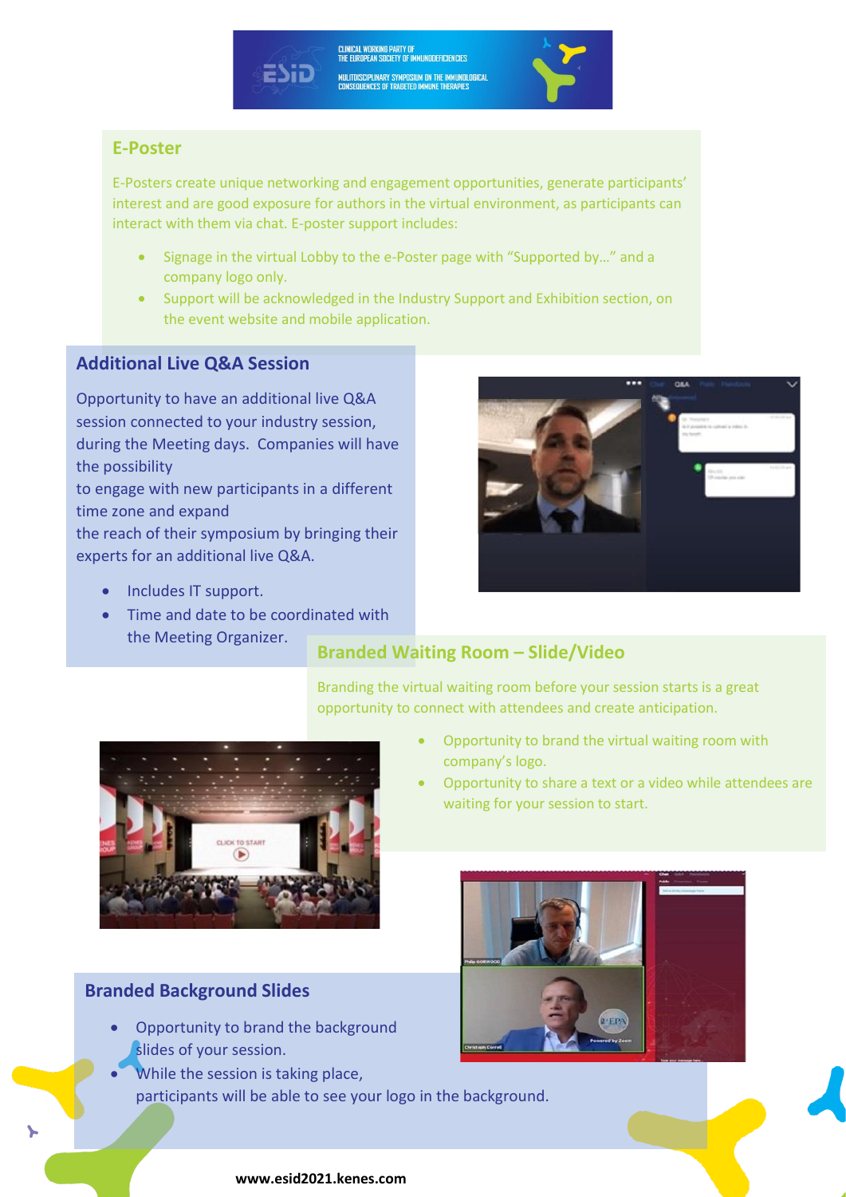## E-Poster

E-Posters create unique networking and engagement opportunities, generate participants' interest and are good exposure for authors in the virtual environment, as participants can interact with them via chat. E-poster support includes:

- Signage in the virtual Lobby to the e-Poster page with "Supported by…" and a company logo only.
- Support will be acknowledged in the Industry Support and Exhibition section, on the event website and mobile application.

## Additional Live Q&A Session

Opportunity to have an additional live Q&A session connected to your industry session, during the Meeting days. Companies will have the possibility to engage with new participants in a different time zone and expand the reach of their symposium by bringing their experts for an additional live Q&A.

- Includes IT support.
- Time and date to be coordinated with the Meeting Organizer.

## Branded Waiting Room – Slide/Video

Branding the virtual waiting room before your session starts is a great opportunity to connect with attendees and create anticipation.

- Opportunity to brand the virtual waiting room with company's logo.
- Opportunity to share a text or a video while attendees are waiting for your session to start.

## Branded Background Slides

- Opportunity to brand the background slides of your session.
- While the session is taking place, participants will be able to see your logo in the background.

www.esid2021.kenes.com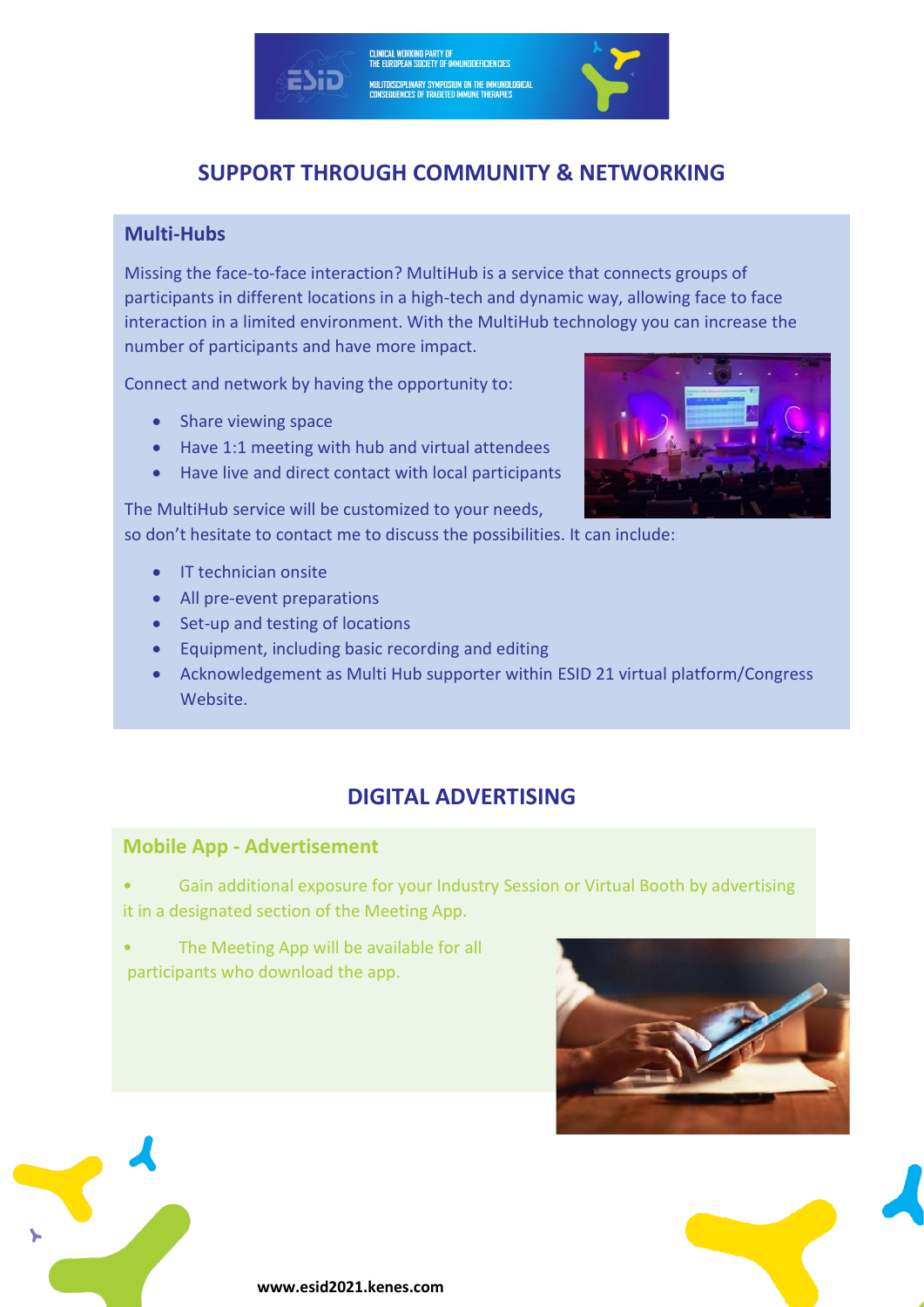## SUPPORT THROUGH COMMUNITY & NETWORKING

### Multi-Hubs

Missing the face-to-face interaction? MultiHub is a service that connects groups of participants in different locations in a high-tech and dynamic way, allowing face to face interaction in a limited environment. With the MultiHub technology you can increase the number of participants and have more impact.

Connect and network by having the opportunity to:

- Share viewing space
- Have 1:1 meeting with hub and virtual attendees
- Have live and direct contact with local participants

The MultiHub service will be customized to your needs, so don't hesitate to contact me to discuss the possibilities. It can include:

- IT technician onsite
- All pre-event preparations
- Set-up and testing of locations
- Equipment, including basic recording and editing
- Acknowledgement as Multi Hub supporter within ESID 21 virtual platform/Congress Website.

## DIGITAL ADVERTISING

### Mobile App - Advertisement

- Gain additional exposure for your Industry Session or Virtual Booth by advertising it in a designated section of the Meeting App.
- The Meeting App will be available for all participants who download the app.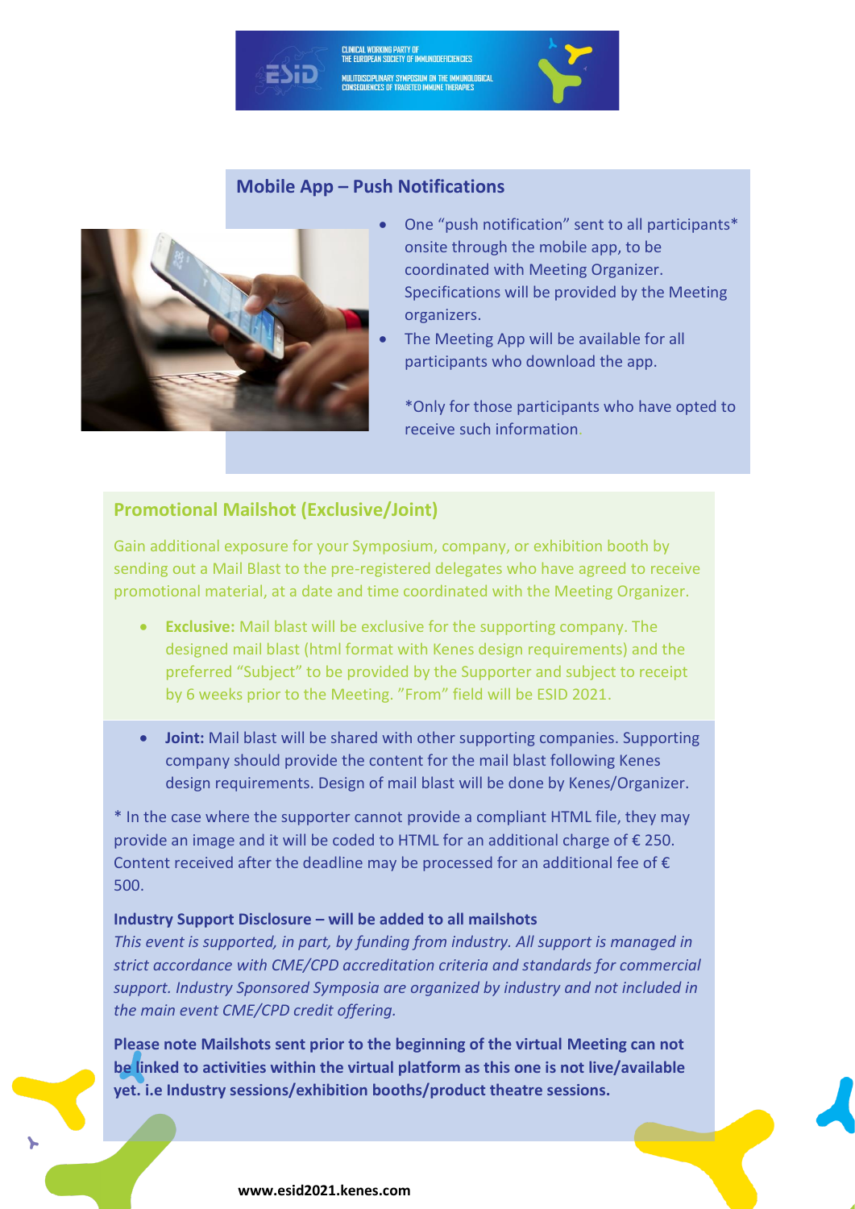## Mobile App – Push Notifications

- One "push notification" sent to all participants* onsite through the mobile app, to be coordinated with Meeting Organizer. Specifications will be provided by the Meeting organizers.
- The Meeting App will be available for all participants who download the app.

*Only for those participants who have opted to receive such information.

## Promotional Mailshot (Exclusive/Joint)

Gain additional exposure for your Symposium, company, or exhibition booth by sending out a Mail Blast to the pre-registered delegates who have agreed to receive promotional material, at a date and time coordinated with the Meeting Organizer.

- **Exclusive:** Mail blast will be exclusive for the supporting company. The designed mail blast (html format with Kenes design requirements) and the preferred "Subject" to be provided by the Supporter and subject to receipt by 6 weeks prior to the Meeting. "From" field will be ESID 2021.
- **Joint:** Mail blast will be shared with other supporting companies. Supporting company should provide the content for the mail blast following Kenes design requirements. Design of mail blast will be done by Kenes/Organizer.

* In the case where the supporter cannot provide a compliant HTML file, they may provide an image and it will be coded to HTML for an additional charge of € 250. Content received after the deadline may be processed for an additional fee of € 500.

**Industry Support Disclosure – will be added to all mailshots**

*This event is supported, in part, by funding from industry. All support is managed in strict accordance with CME/CPD accreditation criteria and standards for commercial support. Industry Sponsored Symposia are organized by industry and not included in the main event CME/CPD credit offering.*

**Please note Mailshots sent prior to the beginning of the virtual Meeting can not be linked to activities within the virtual platform as this one is not live/available yet. i.e Industry sessions/exhibition booths/product theatre sessions.**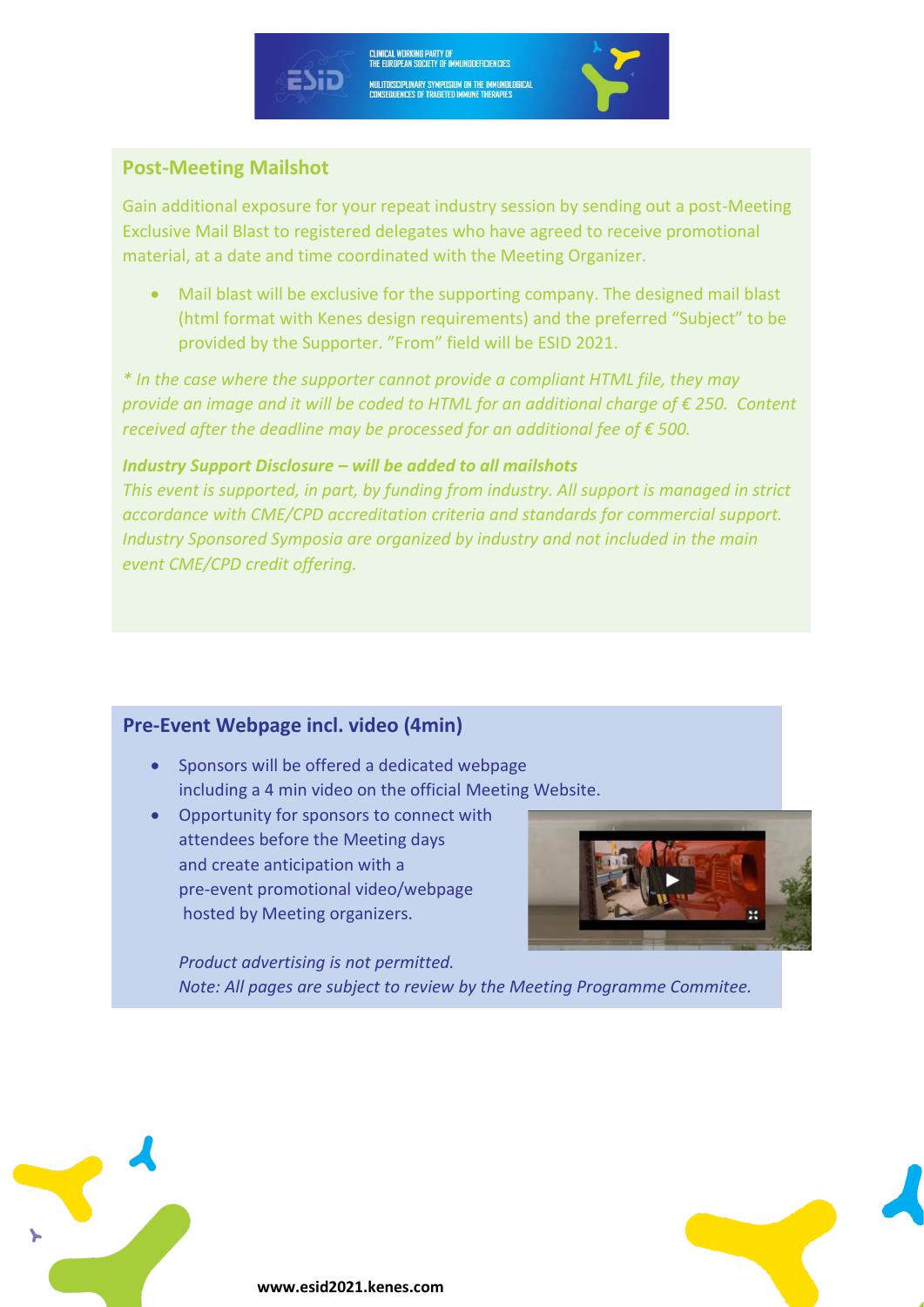## Post-Meeting Mailshot

Gain additional exposure for your repeat industry session by sending out a post-Meeting Exclusive Mail Blast to registered delegates who have agreed to receive promotional material, at a date and time coordinated with the Meeting Organizer.

- Mail blast will be exclusive for the supporting company. The designed mail blast (html format with Kenes design requirements) and the preferred "Subject" to be provided by the Supporter. "From" field will be ESID 2021.

*\* In the case where the supporter cannot provide a compliant HTML file, they may provide an image and it will be coded to HTML for an additional charge of € 250. Content received after the deadline may be processed for an additional fee of € 500.*

***Industry Support Disclosure – will be added to all mailshots***

*This event is supported, in part, by funding from industry. All support is managed in strict accordance with CME/CPD accreditation criteria and standards for commercial support. Industry Sponsored Symposia are organized by industry and not included in the main event CME/CPD credit offering.*

## Pre-Event Webpage incl. video (4min)

- Sponsors will be offered a dedicated webpage including a 4 min video on the official Meeting Website.
- Opportunity for sponsors to connect with attendees before the Meeting days and create anticipation with a pre-event promotional video/webpage hosted by Meeting organizers.

*Product advertising is not permitted.*
*Note: All pages are subject to review by the Meeting Programme Commitee.*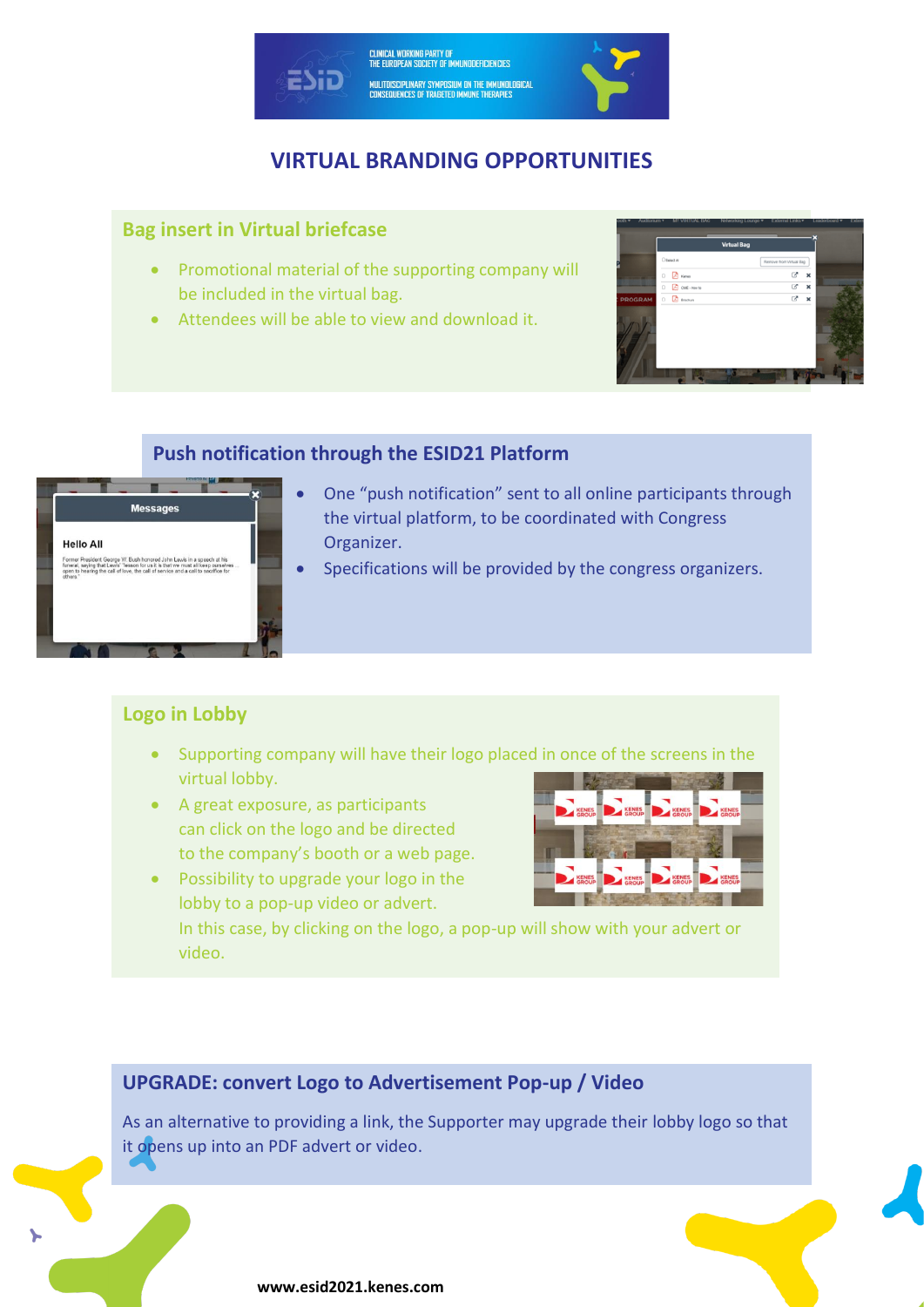# VIRTUAL BRANDING OPPORTUNITIES

## Bag insert in Virtual briefcase

- Promotional material of the supporting company will be included in the virtual bag.
- Attendees will be able to view and download it.

## Push notification through the ESID21 Platform

- One "push notification" sent to all online participants through the virtual platform, to be coordinated with Congress Organizer.
- Specifications will be provided by the congress organizers.

## Logo in Lobby

- Supporting company will have their logo placed in once of the screens in the virtual lobby.
- A great exposure, as participants can click on the logo and be directed to the company's booth or a web page.
- Possibility to upgrade your logo in the lobby to a pop-up video or advert. In this case, by clicking on the logo, a pop-up will show with your advert or video.

## UPGRADE: convert Logo to Advertisement Pop-up / Video

As an alternative to providing a link, the Supporter may upgrade their lobby logo so that it opens up into an PDF advert or video.

www.esid2021.kenes.com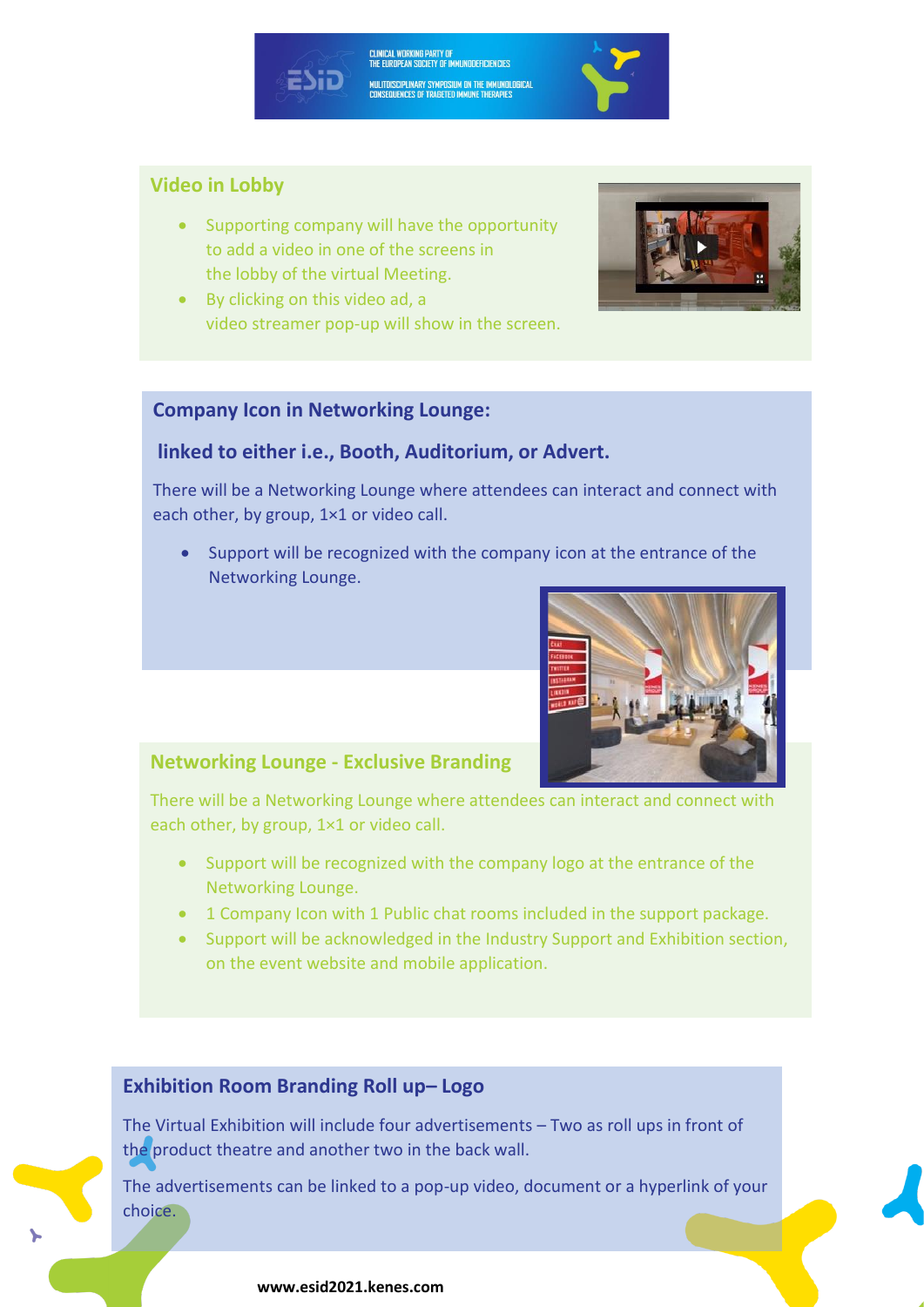## Video in Lobby

- Supporting company will have the opportunity to add a video in one of the screens in the lobby of the virtual Meeting.
- By clicking on this video ad, a video streamer pop-up will show in the screen.

## Company Icon in Networking Lounge:

**linked to either i.e., Booth, Auditorium, or Advert.**

There will be a Networking Lounge where attendees can interact and connect with each other, by group, 1×1 or video call.

- Support will be recognized with the company icon at the entrance of the Networking Lounge.

## Networking Lounge - Exclusive Branding

There will be a Networking Lounge where attendees can interact and connect with each other, by group, 1×1 or video call.

- Support will be recognized with the company logo at the entrance of the Networking Lounge.
- 1 Company Icon with 1 Public chat rooms included in the support package.
- Support will be acknowledged in the Industry Support and Exhibition section, on the event website and mobile application.

## Exhibition Room Branding Roll up– Logo

The Virtual Exhibition will include four advertisements – Two as roll ups in front of the product theatre and another two in the back wall.

The advertisements can be linked to a pop-up video, document or a hyperlink of your choice.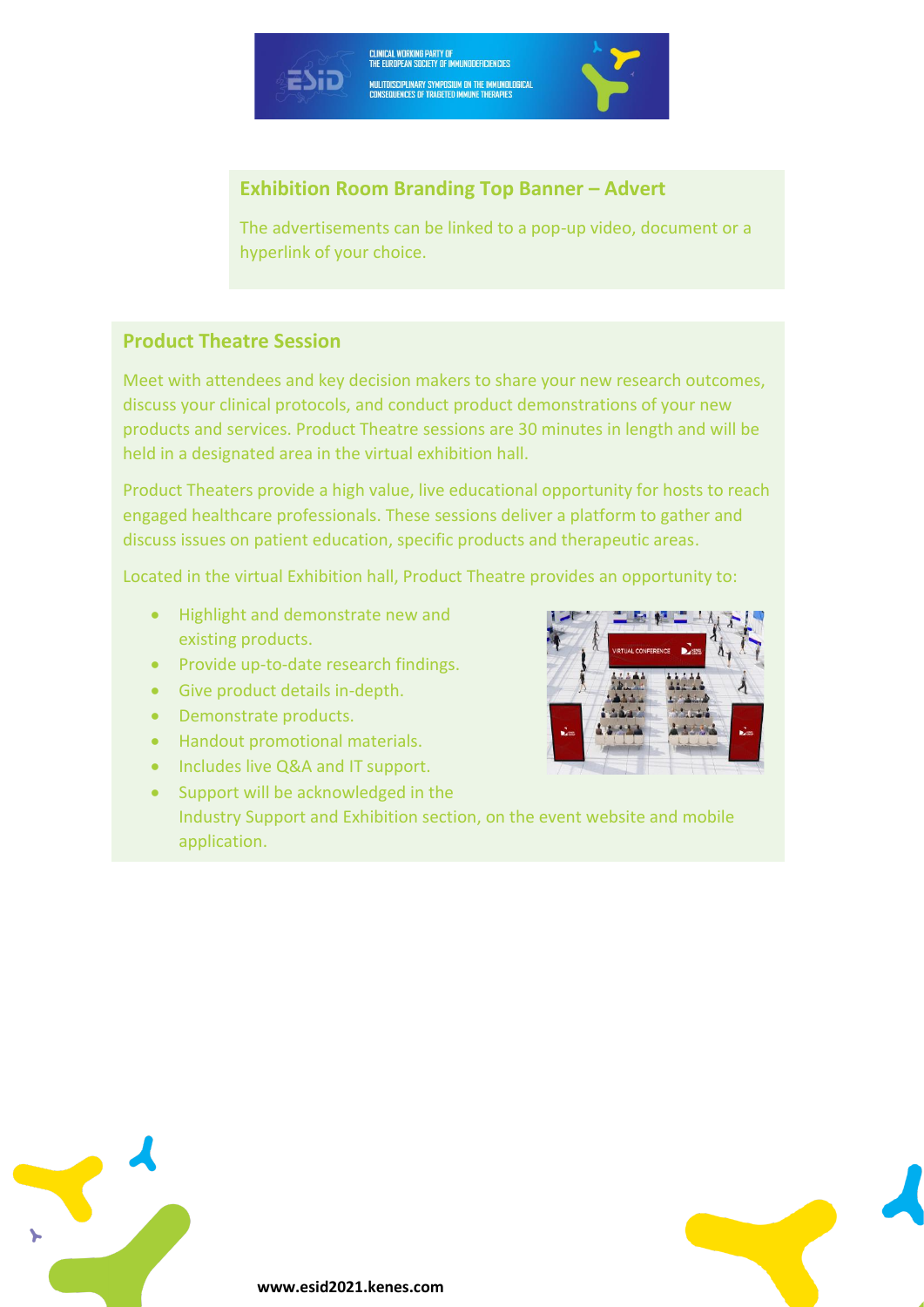## Exhibition Room Branding Top Banner – Advert

The advertisements can be linked to a pop-up video, document or a hyperlink of your choice.

## Product Theatre Session

Meet with attendees and key decision makers to share your new research outcomes, discuss your clinical protocols, and conduct product demonstrations of your new products and services. Product Theatre sessions are 30 minutes in length and will be held in a designated area in the virtual exhibition hall.

Product Theaters provide a high value, live educational opportunity for hosts to reach engaged healthcare professionals. These sessions deliver a platform to gather and discuss issues on patient education, specific products and therapeutic areas.

Located in the virtual Exhibition hall, Product Theatre provides an opportunity to:

- Highlight and demonstrate new and existing products.
- Provide up-to-date research findings.
- Give product details in-depth.
- Demonstrate products.
- Handout promotional materials.
- Includes live Q&A and IT support.
- Support will be acknowledged in the Industry Support and Exhibition section, on the event website and mobile application.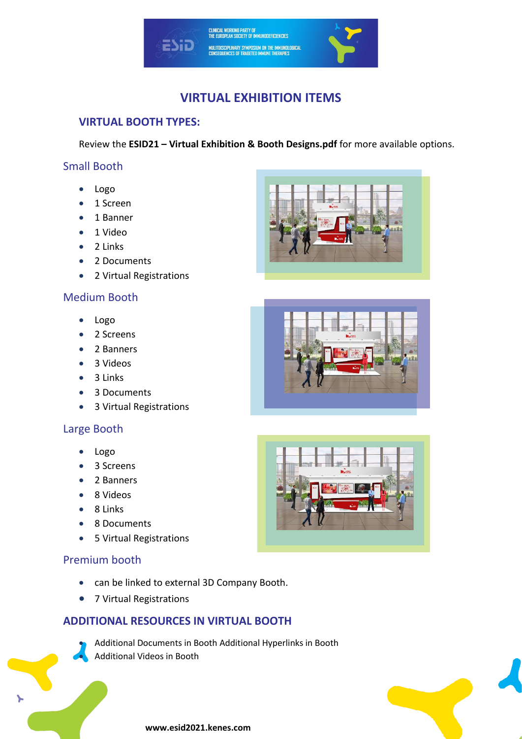# VIRTUAL EXHIBITION ITEMS

## VIRTUAL BOOTH TYPES:

Review the **ESID21 – Virtual Exhibition & Booth Designs.pdf** for more available options.

### Small Booth

- Logo
- 1 Screen
- 1 Banner
- 1 Video
- 2 Links
- 2 Documents
- 2 Virtual Registrations

### Medium Booth

- Logo
- 2 Screens
- 2 Banners
- 3 Videos
- 3 Links
- 3 Documents
- 3 Virtual Registrations

### Large Booth

- Logo
- 3 Screens
- 2 Banners
- 8 Videos
- 8 Links
- 8 Documents
- 5 Virtual Registrations

### Premium booth

- can be linked to external 3D Company Booth.
- 7 Virtual Registrations

## ADDITIONAL RESOURCES IN VIRTUAL BOOTH

- Additional Documents in Booth Additional Hyperlinks in Booth
- Additional Videos in Booth

**www.esid2021.kenes.com**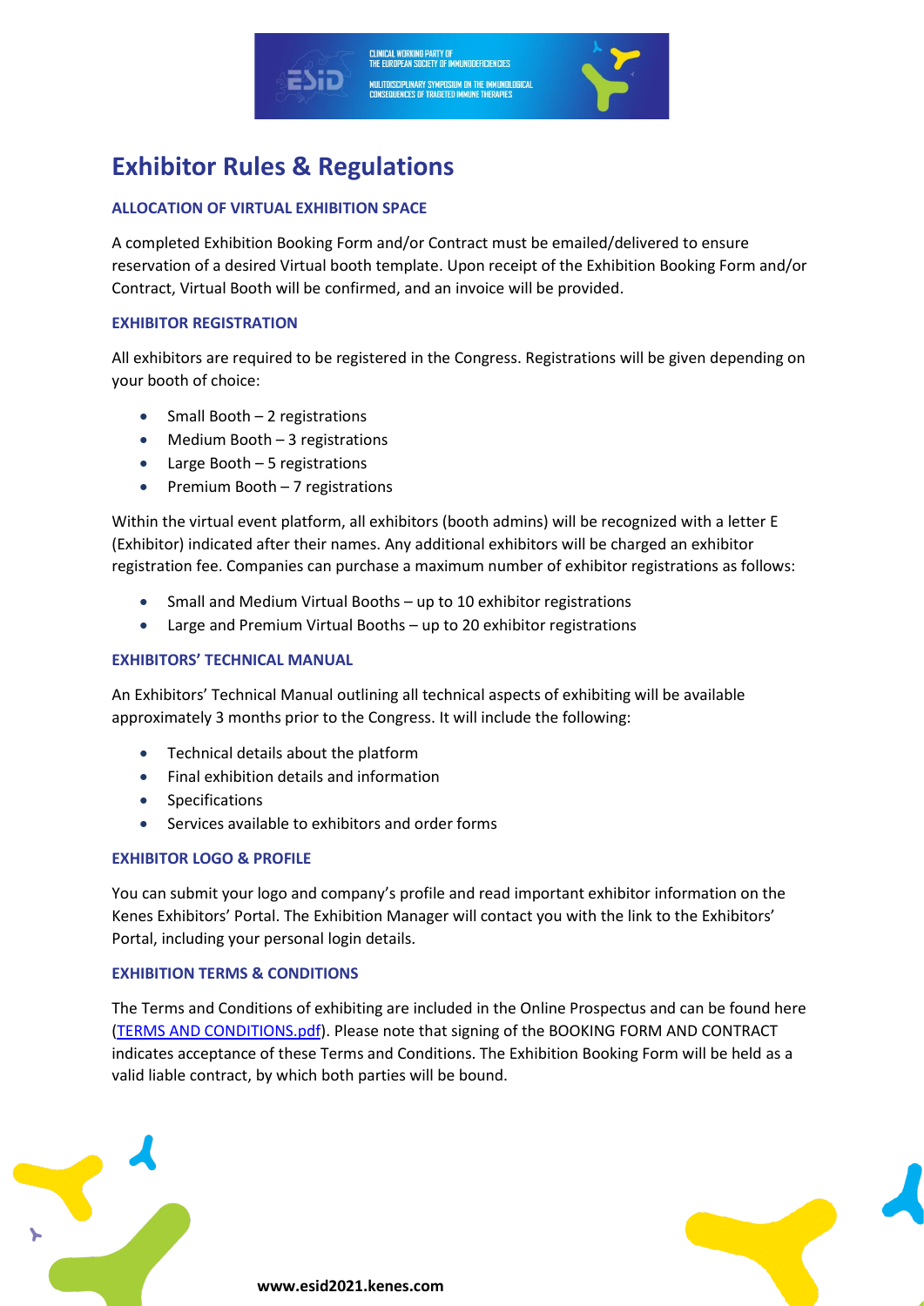# Exhibitor Rules & Regulations

### ALLOCATION OF VIRTUAL EXHIBITION SPACE

A completed Exhibition Booking Form and/or Contract must be emailed/delivered to ensure reservation of a desired Virtual booth template. Upon receipt of the Exhibition Booking Form and/or Contract, Virtual Booth will be confirmed, and an invoice will be provided.

### EXHIBITOR REGISTRATION

All exhibitors are required to be registered in the Congress. Registrations will be given depending on your booth of choice:

- Small Booth – 2 registrations
- Medium Booth – 3 registrations
- Large Booth – 5 registrations
- Premium Booth – 7 registrations

Within the virtual event platform, all exhibitors (booth admins) will be recognized with a letter E (Exhibitor) indicated after their names. Any additional exhibitors will be charged an exhibitor registration fee. Companies can purchase a maximum number of exhibitor registrations as follows:

- Small and Medium Virtual Booths – up to 10 exhibitor registrations
- Large and Premium Virtual Booths – up to 20 exhibitor registrations

### EXHIBITORS' TECHNICAL MANUAL

An Exhibitors' Technical Manual outlining all technical aspects of exhibiting will be available approximately 3 months prior to the Congress. It will include the following:

- Technical details about the platform
- Final exhibition details and information
- Specifications
- Services available to exhibitors and order forms

### EXHIBITOR LOGO & PROFILE

You can submit your logo and company's profile and read important exhibitor information on the Kenes Exhibitors' Portal. The Exhibition Manager will contact you with the link to the Exhibitors' Portal, including your personal login details.

### EXHIBITION TERMS & CONDITIONS

The Terms and Conditions of exhibiting are included in the Online Prospectus and can be found here (TERMS AND CONDITIONS.pdf). Please note that signing of the BOOKING FORM AND CONTRACT indicates acceptance of these Terms and Conditions. The Exhibition Booking Form will be held as a valid liable contract, by which both parties will be bound.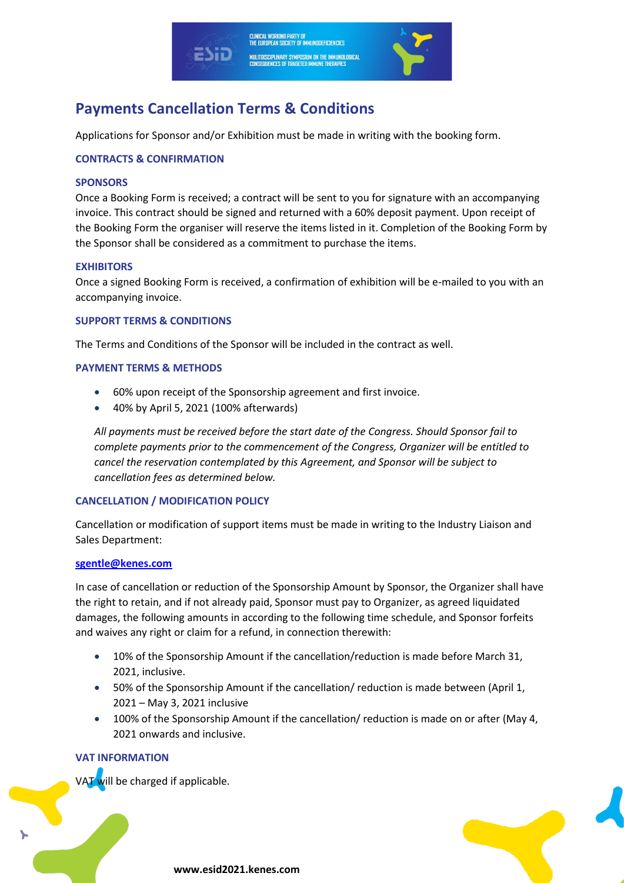# Payments Cancellation Terms & Conditions

Applications for Sponsor and/or Exhibition must be made in writing with the booking form.

### CONTRACTS & CONFIRMATION

### SPONSORS

Once a Booking Form is received; a contract will be sent to you for signature with an accompanying invoice. This contract should be signed and returned with a 60% deposit payment. Upon receipt of the Booking Form the organiser will reserve the items listed in it. Completion of the Booking Form by the Sponsor shall be considered as a commitment to purchase the items.

### EXHIBITORS

Once a signed Booking Form is received, a confirmation of exhibition will be e-mailed to you with an accompanying invoice.

### SUPPORT TERMS & CONDITIONS

The Terms and Conditions of the Sponsor will be included in the contract as well.

### PAYMENT TERMS & METHODS

- 60% upon receipt of the Sponsorship agreement and first invoice.
- 40% by April 5, 2021 (100% afterwards)

*All payments must be received before the start date of the Congress. Should Sponsor fail to complete payments prior to the commencement of the Congress, Organizer will be entitled to cancel the reservation contemplated by this Agreement, and Sponsor will be subject to cancellation fees as determined below.*

### CANCELLATION / MODIFICATION POLICY

Cancellation or modification of support items must be made in writing to the Industry Liaison and Sales Department:

**sgentle@kenes.com**

In case of cancellation or reduction of the Sponsorship Amount by Sponsor, the Organizer shall have the right to retain, and if not already paid, Sponsor must pay to Organizer, as agreed liquidated damages, the following amounts in according to the following time schedule, and Sponsor forfeits and waives any right or claim for a refund, in connection therewith:

- 10% of the Sponsorship Amount if the cancellation/reduction is made before March 31, 2021, inclusive.
- 50% of the Sponsorship Amount if the cancellation/ reduction is made between (April 1, 2021 – May 3, 2021 inclusive
- 100% of the Sponsorship Amount if the cancellation/ reduction is made on or after (May 4, 2021 onwards and inclusive.

### VAT INFORMATION

VAT will be charged if applicable.